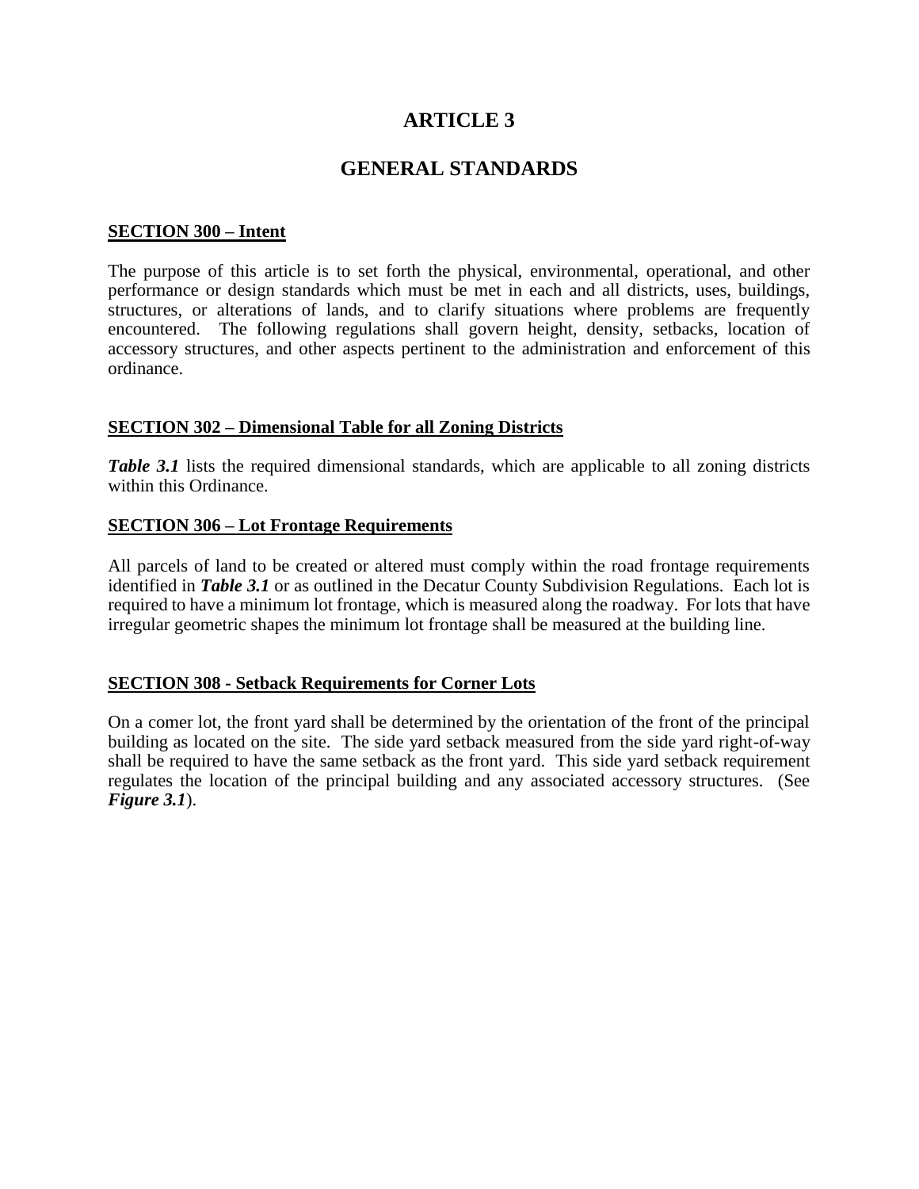# ARTICLE 3

# GENERAL STANDARDS

**SECTION 300 – Intent**

The purpose of this article is to set forth the physical, environmental, operational, and other performance or design standards which must be met in each and all districts, uses, buildings, structures, or alterations of lands, and to clarify situations where problems are frequently encountered. The following regulations shall govern height, density, setbacks, location of accessory structures, and other aspects pertinent to the administration and enforcement of this ordinance.

**SECTION 302 – Dimensional Table for all Zoning Districts**

***Table 3.1*** lists the required dimensional standards, which are applicable to all zoning districts within this Ordinance.

**SECTION 306 – Lot Frontage Requirements**

All parcels of land to be created or altered must comply within the road frontage requirements identified in ***Table 3.1*** or as outlined in the Decatur County Subdivision Regulations. Each lot is required to have a minimum lot frontage, which is measured along the roadway. For lots that have irregular geometric shapes the minimum lot frontage shall be measured at the building line.

**SECTION 308 - Setback Requirements for Corner Lots**

On a comer lot, the front yard shall be determined by the orientation of the front of the principal building as located on the site. The side yard setback measured from the side yard right-of-way shall be required to have the same setback as the front yard. This side yard setback requirement regulates the location of the principal building and any associated accessory structures. (See ***Figure 3.1***).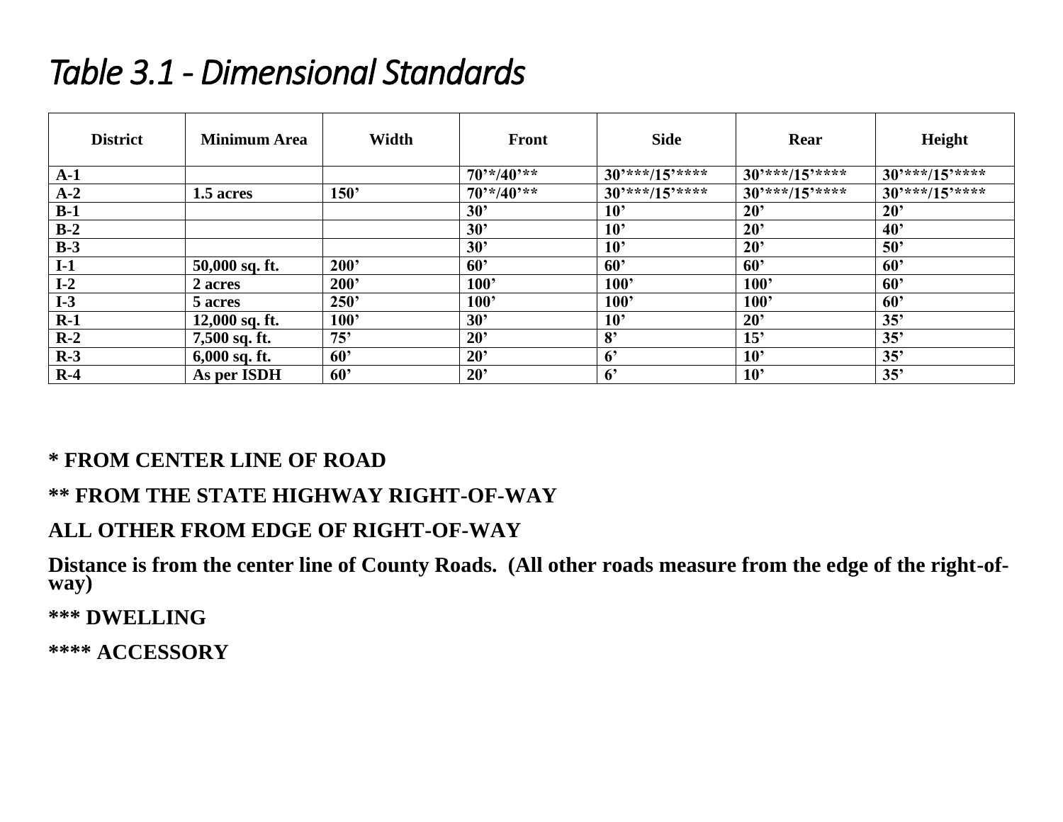# *Table 3.1 - Dimensional Standards*

| District | Minimum Area | Width | Front | Side | Rear | Height |
|---|---|---|---|---|---|---|
| **A-1** | | | **70'*/40'**** | **30'***/15'******** | **30'***/15'******** | **30'***/15'******** |
| **A-2** | **1.5 acres** | **150'** | **70'*/40'**** | **30'***/15'******** | **30'***/15'******** | **30'***/15'******** |
| **B-1** | | | **30'** | **10'** | **20'** | **20'** |
| **B-2** | | | **30'** | **10'** | **20'** | **40'** |
| **B-3** | | | **30'** | **10'** | **20'** | **50'** |
| **I-1** | **50,000 sq. ft.** | **200'** | **60'** | **60'** | **60'** | **60'** |
| **I-2** | **2 acres** | **200'** | **100'** | **100'** | **100'** | **60'** |
| **I-3** | **5 acres** | **250'** | **100'** | **100'** | **100'** | **60'** |
| **R-1** | **12,000 sq. ft.** | **100'** | **30'** | **10'** | **20'** | **35'** |
| **R-2** | **7,500 sq. ft.** | **75'** | **20'** | **8'** | **15'** | **35'** |
| **R-3** | **6,000 sq. ft.** | **60'** | **20'** | **6'** | **10'** | **35'** |
| **R-4** | **As per ISDH** | **60'** | **20'** | **6'** | **10'** | **35'** |

**\* FROM CENTER LINE OF ROAD**

**\*\* FROM THE STATE HIGHWAY RIGHT-OF-WAY**

**ALL OTHER FROM EDGE OF RIGHT-OF-WAY**

**Distance is from the center line of County Roads. (All other roads measure from the edge of the right-of-way)**

**\*\*\* DWELLING**

**\*\*\*\* ACCESSORY**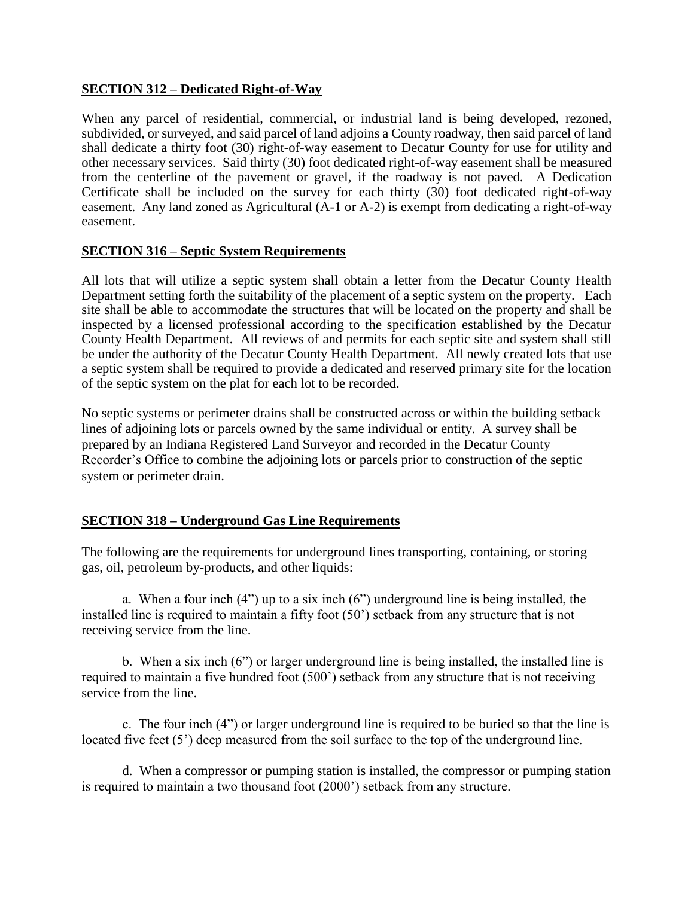## **SECTION 312 – Dedicated Right-of-Way**

When any parcel of residential, commercial, or industrial land is being developed, rezoned, subdivided, or surveyed, and said parcel of land adjoins a County roadway, then said parcel of land shall dedicate a thirty foot (30) right-of-way easement to Decatur County for use for utility and other necessary services. Said thirty (30) foot dedicated right-of-way easement shall be measured from the centerline of the pavement or gravel, if the roadway is not paved. A Dedication Certificate shall be included on the survey for each thirty (30) foot dedicated right-of-way easement. Any land zoned as Agricultural (A-1 or A-2) is exempt from dedicating a right-of-way easement.

## **SECTION 316 – Septic System Requirements**

All lots that will utilize a septic system shall obtain a letter from the Decatur County Health Department setting forth the suitability of the placement of a septic system on the property. Each site shall be able to accommodate the structures that will be located on the property and shall be inspected by a licensed professional according to the specification established by the Decatur County Health Department. All reviews of and permits for each septic site and system shall still be under the authority of the Decatur County Health Department. All newly created lots that use a septic system shall be required to provide a dedicated and reserved primary site for the location of the septic system on the plat for each lot to be recorded.

No septic systems or perimeter drains shall be constructed across or within the building setback lines of adjoining lots or parcels owned by the same individual or entity. A survey shall be prepared by an Indiana Registered Land Surveyor and recorded in the Decatur County Recorder's Office to combine the adjoining lots or parcels prior to construction of the septic system or perimeter drain.

## **SECTION 318 – Underground Gas Line Requirements**

The following are the requirements for underground lines transporting, containing, or storing gas, oil, petroleum by-products, and other liquids:

a. When a four inch (4") up to a six inch (6") underground line is being installed, the installed line is required to maintain a fifty foot (50') setback from any structure that is not receiving service from the line.

b. When a six inch (6") or larger underground line is being installed, the installed line is required to maintain a five hundred foot (500') setback from any structure that is not receiving service from the line.

c. The four inch (4") or larger underground line is required to be buried so that the line is located five feet (5') deep measured from the soil surface to the top of the underground line.

d. When a compressor or pumping station is installed, the compressor or pumping station is required to maintain a two thousand foot (2000') setback from any structure.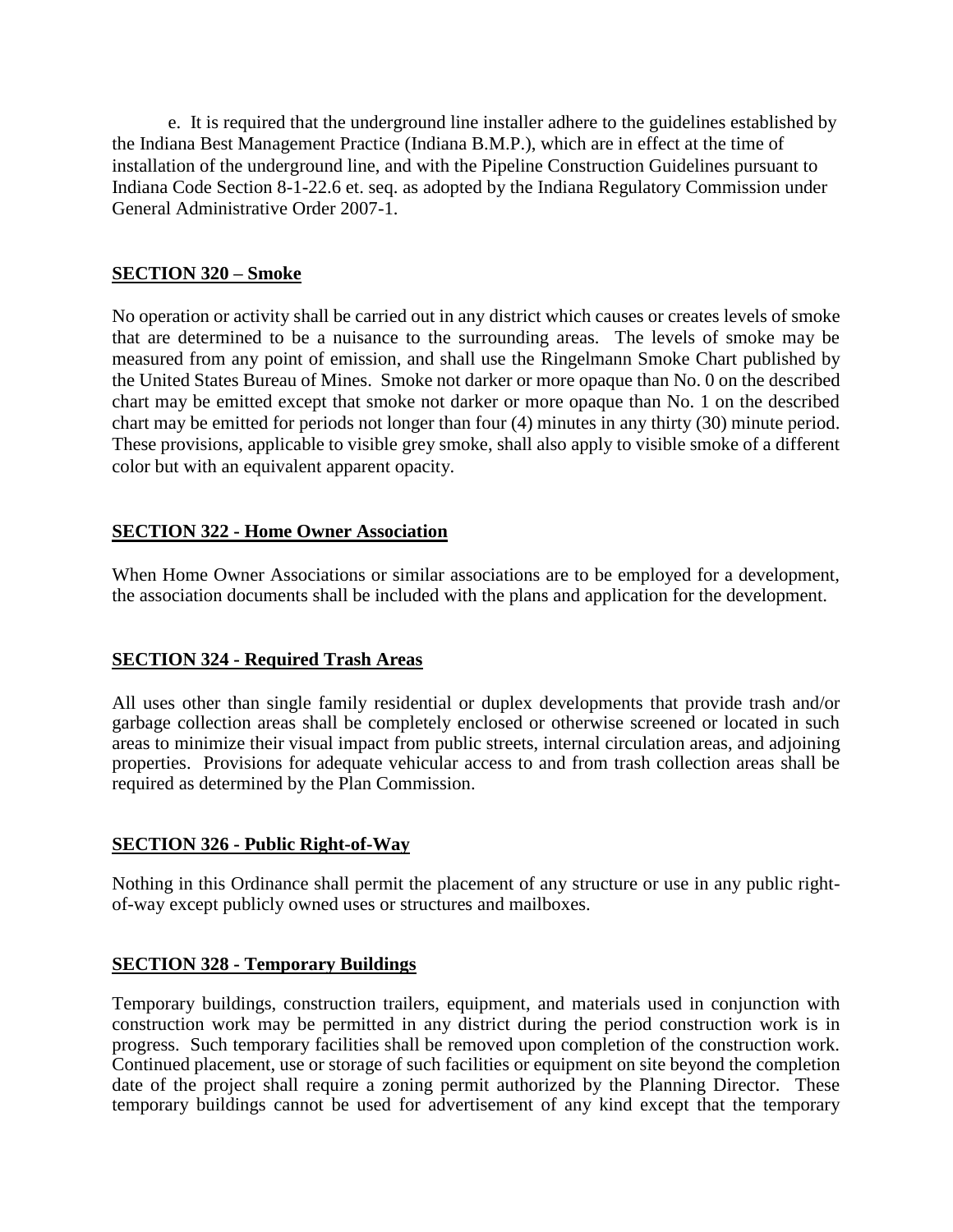e. It is required that the underground line installer adhere to the guidelines established by the Indiana Best Management Practice (Indiana B.M.P.), which are in effect at the time of installation of the underground line, and with the Pipeline Construction Guidelines pursuant to Indiana Code Section 8-1-22.6 et. seq. as adopted by the Indiana Regulatory Commission under General Administrative Order 2007-1.

## SECTION 320 – Smoke

No operation or activity shall be carried out in any district which causes or creates levels of smoke that are determined to be a nuisance to the surrounding areas. The levels of smoke may be measured from any point of emission, and shall use the Ringelmann Smoke Chart published by the United States Bureau of Mines. Smoke not darker or more opaque than No. 0 on the described chart may be emitted except that smoke not darker or more opaque than No. 1 on the described chart may be emitted for periods not longer than four (4) minutes in any thirty (30) minute period. These provisions, applicable to visible grey smoke, shall also apply to visible smoke of a different color but with an equivalent apparent opacity.

## SECTION 322 - Home Owner Association

When Home Owner Associations or similar associations are to be employed for a development, the association documents shall be included with the plans and application for the development.

## SECTION 324 - Required Trash Areas

All uses other than single family residential or duplex developments that provide trash and/or garbage collection areas shall be completely enclosed or otherwise screened or located in such areas to minimize their visual impact from public streets, internal circulation areas, and adjoining properties. Provisions for adequate vehicular access to and from trash collection areas shall be required as determined by the Plan Commission.

## SECTION 326 - Public Right-of-Way

Nothing in this Ordinance shall permit the placement of any structure or use in any public right-of-way except publicly owned uses or structures and mailboxes.

## SECTION 328 - Temporary Buildings

Temporary buildings, construction trailers, equipment, and materials used in conjunction with construction work may be permitted in any district during the period construction work is in progress. Such temporary facilities shall be removed upon completion of the construction work. Continued placement, use or storage of such facilities or equipment on site beyond the completion date of the project shall require a zoning permit authorized by the Planning Director. These temporary buildings cannot be used for advertisement of any kind except that the temporary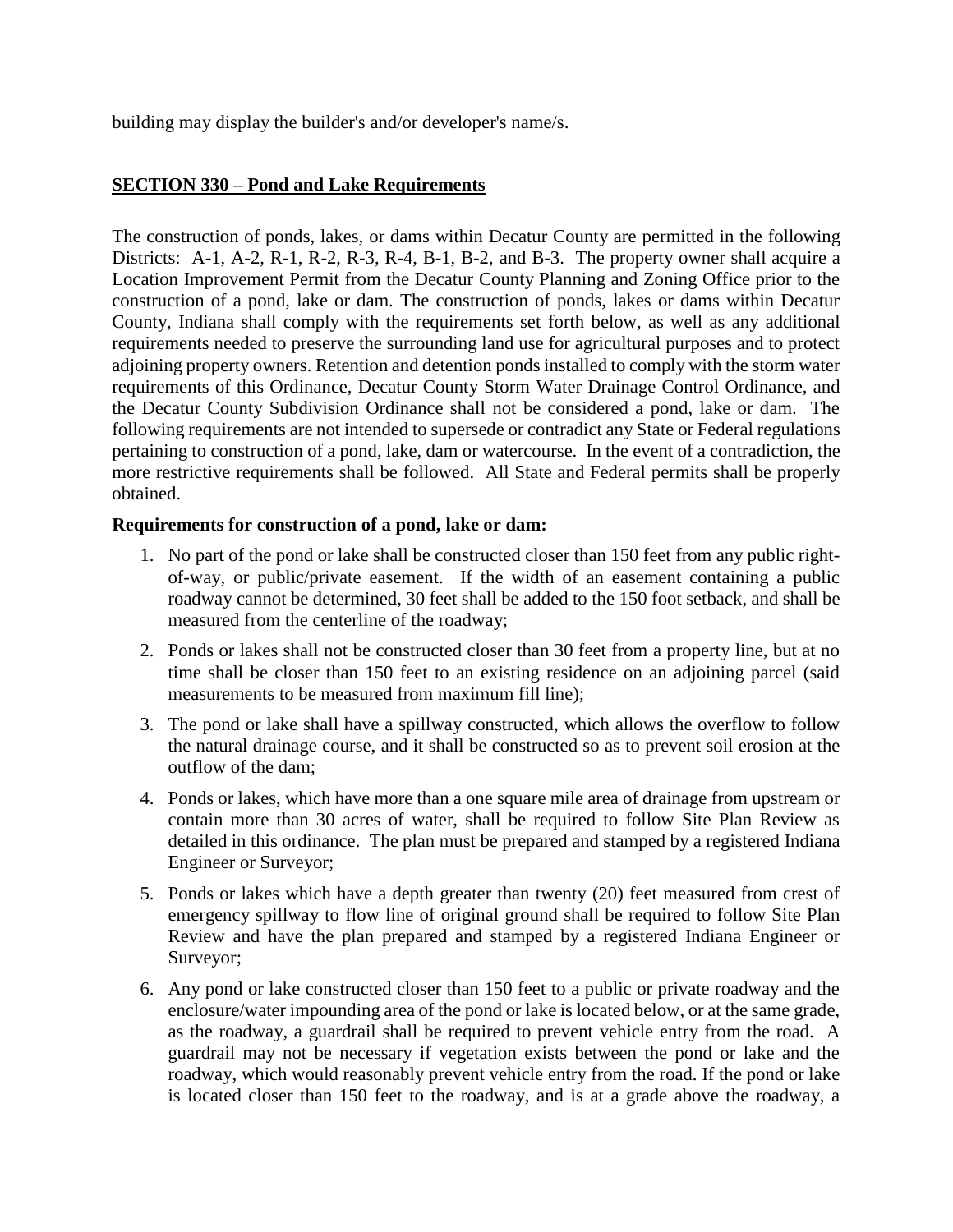building may display the builder's and/or developer's name/s.

**SECTION 330 – Pond and Lake Requirements**

The construction of ponds, lakes, or dams within Decatur County are permitted in the following Districts: A-1, A-2, R-1, R-2, R-3, R-4, B-1, B-2, and B-3. The property owner shall acquire a Location Improvement Permit from the Decatur County Planning and Zoning Office prior to the construction of a pond, lake or dam. The construction of ponds, lakes or dams within Decatur County, Indiana shall comply with the requirements set forth below, as well as any additional requirements needed to preserve the surrounding land use for agricultural purposes and to protect adjoining property owners. Retention and detention ponds installed to comply with the storm water requirements of this Ordinance, Decatur County Storm Water Drainage Control Ordinance, and the Decatur County Subdivision Ordinance shall not be considered a pond, lake or dam. The following requirements are not intended to supersede or contradict any State or Federal regulations pertaining to construction of a pond, lake, dam or watercourse. In the event of a contradiction, the more restrictive requirements shall be followed. All State and Federal permits shall be properly obtained.

**Requirements for construction of a pond, lake or dam:**

1. No part of the pond or lake shall be constructed closer than 150 feet from any public right-of-way, or public/private easement. If the width of an easement containing a public roadway cannot be determined, 30 feet shall be added to the 150 foot setback, and shall be measured from the centerline of the roadway;
2. Ponds or lakes shall not be constructed closer than 30 feet from a property line, but at no time shall be closer than 150 feet to an existing residence on an adjoining parcel (said measurements to be measured from maximum fill line);
3. The pond or lake shall have a spillway constructed, which allows the overflow to follow the natural drainage course, and it shall be constructed so as to prevent soil erosion at the outflow of the dam;
4. Ponds or lakes, which have more than a one square mile area of drainage from upstream or contain more than 30 acres of water, shall be required to follow Site Plan Review as detailed in this ordinance. The plan must be prepared and stamped by a registered Indiana Engineer or Surveyor;
5. Ponds or lakes which have a depth greater than twenty (20) feet measured from crest of emergency spillway to flow line of original ground shall be required to follow Site Plan Review and have the plan prepared and stamped by a registered Indiana Engineer or Surveyor;
6. Any pond or lake constructed closer than 150 feet to a public or private roadway and the enclosure/water impounding area of the pond or lake is located below, or at the same grade, as the roadway, a guardrail shall be required to prevent vehicle entry from the road. A guardrail may not be necessary if vegetation exists between the pond or lake and the roadway, which would reasonably prevent vehicle entry from the road. If the pond or lake is located closer than 150 feet to the roadway, and is at a grade above the roadway, a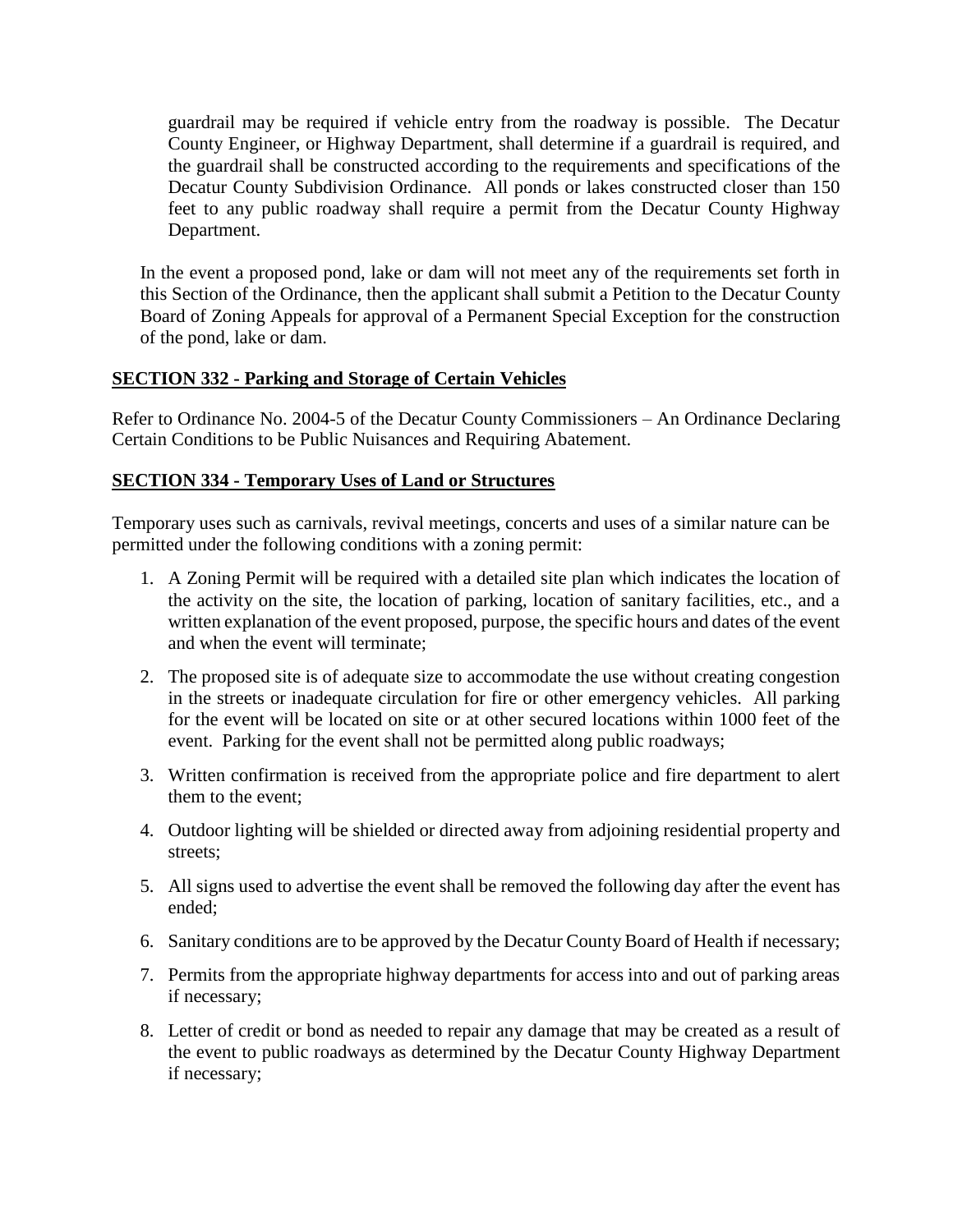guardrail may be required if vehicle entry from the roadway is possible. The Decatur County Engineer, or Highway Department, shall determine if a guardrail is required, and the guardrail shall be constructed according to the requirements and specifications of the Decatur County Subdivision Ordinance. All ponds or lakes constructed closer than 150 feet to any public roadway shall require a permit from the Decatur County Highway Department.

In the event a proposed pond, lake or dam will not meet any of the requirements set forth in this Section of the Ordinance, then the applicant shall submit a Petition to the Decatur County Board of Zoning Appeals for approval of a Permanent Special Exception for the construction of the pond, lake or dam.

## SECTION 332 - Parking and Storage of Certain Vehicles

Refer to Ordinance No. 2004-5 of the Decatur County Commissioners – An Ordinance Declaring Certain Conditions to be Public Nuisances and Requiring Abatement.

## SECTION 334 - Temporary Uses of Land or Structures

Temporary uses such as carnivals, revival meetings, concerts and uses of a similar nature can be permitted under the following conditions with a zoning permit:

1. A Zoning Permit will be required with a detailed site plan which indicates the location of the activity on the site, the location of parking, location of sanitary facilities, etc., and a written explanation of the event proposed, purpose, the specific hours and dates of the event and when the event will terminate;
2. The proposed site is of adequate size to accommodate the use without creating congestion in the streets or inadequate circulation for fire or other emergency vehicles. All parking for the event will be located on site or at other secured locations within 1000 feet of the event. Parking for the event shall not be permitted along public roadways;
3. Written confirmation is received from the appropriate police and fire department to alert them to the event;
4. Outdoor lighting will be shielded or directed away from adjoining residential property and streets;
5. All signs used to advertise the event shall be removed the following day after the event has ended;
6. Sanitary conditions are to be approved by the Decatur County Board of Health if necessary;
7. Permits from the appropriate highway departments for access into and out of parking areas if necessary;
8. Letter of credit or bond as needed to repair any damage that may be created as a result of the event to public roadways as determined by the Decatur County Highway Department if necessary;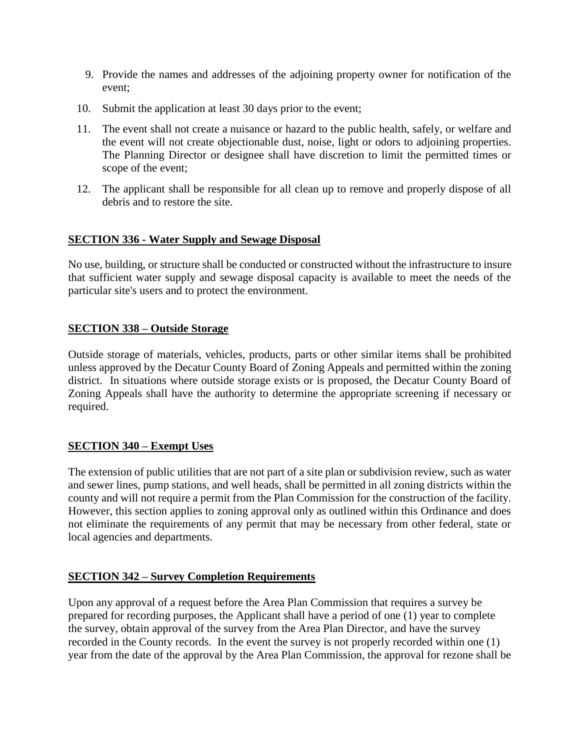9. Provide the names and addresses of the adjoining property owner for notification of the event;
10. Submit the application at least 30 days prior to the event;
11. The event shall not create a nuisance or hazard to the public health, safely, or welfare and the event will not create objectionable dust, noise, light or odors to adjoining properties. The Planning Director or designee shall have discretion to limit the permitted times or scope of the event;
12. The applicant shall be responsible for all clean up to remove and properly dispose of all debris and to restore the site.

## SECTION 336 - Water Supply and Sewage Disposal

No use, building, or structure shall be conducted or constructed without the infrastructure to insure that sufficient water supply and sewage disposal capacity is available to meet the needs of the particular site's users and to protect the environment.

## SECTION 338 – Outside Storage

Outside storage of materials, vehicles, products, parts or other similar items shall be prohibited unless approved by the Decatur County Board of Zoning Appeals and permitted within the zoning district. In situations where outside storage exists or is proposed, the Decatur County Board of Zoning Appeals shall have the authority to determine the appropriate screening if necessary or required.

## SECTION 340 – Exempt Uses

The extension of public utilities that are not part of a site plan or subdivision review, such as water and sewer lines, pump stations, and well heads, shall be permitted in all zoning districts within the county and will not require a permit from the Plan Commission for the construction of the facility. However, this section applies to zoning approval only as outlined within this Ordinance and does not eliminate the requirements of any permit that may be necessary from other federal, state or local agencies and departments.

## SECTION 342 – Survey Completion Requirements

Upon any approval of a request before the Area Plan Commission that requires a survey be prepared for recording purposes, the Applicant shall have a period of one (1) year to complete the survey, obtain approval of the survey from the Area Plan Director, and have the survey recorded in the County records. In the event the survey is not properly recorded within one (1) year from the date of the approval by the Area Plan Commission, the approval for rezone shall be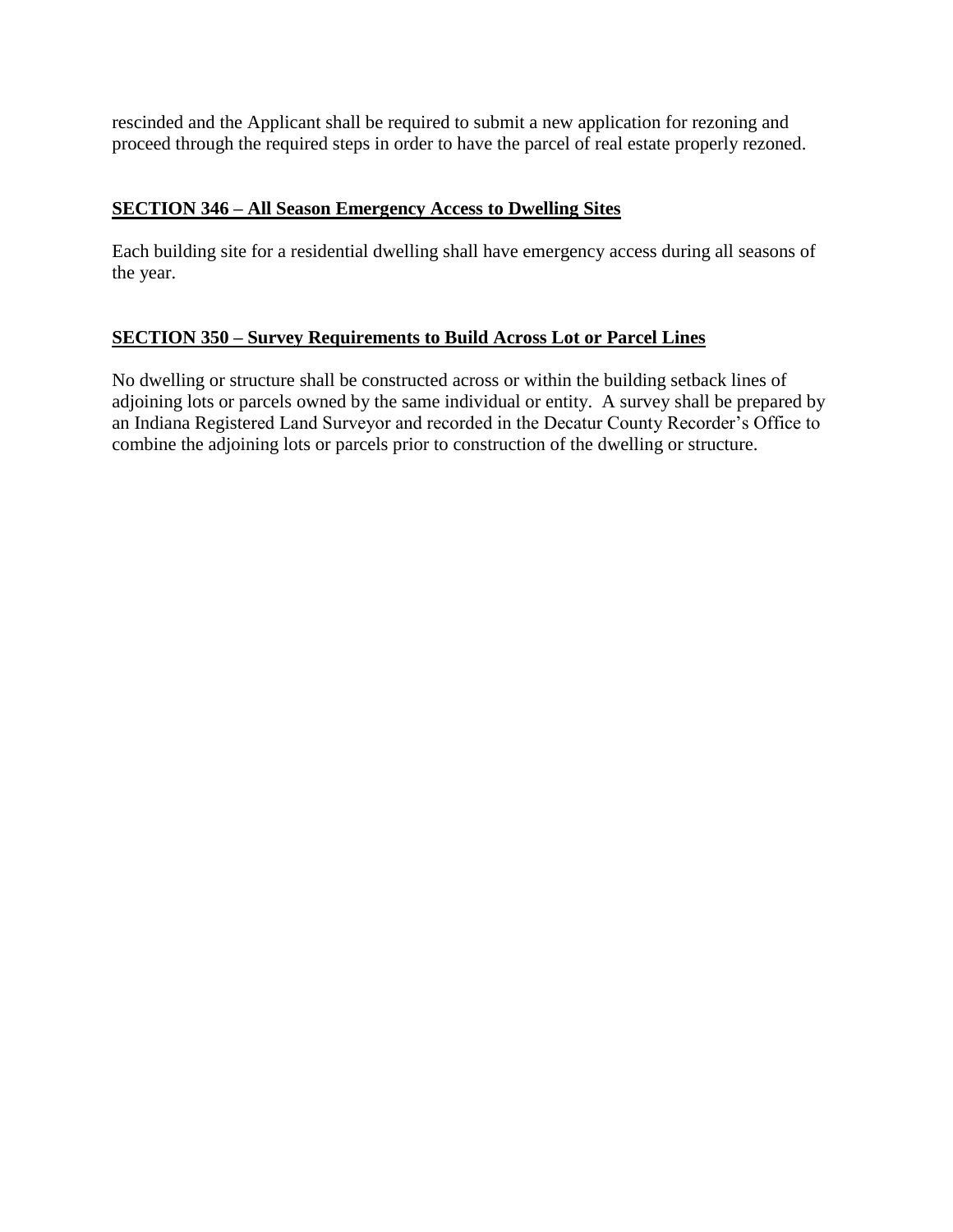rescinded and the Applicant shall be required to submit a new application for rezoning and proceed through the required steps in order to have the parcel of real estate properly rezoned.

## SECTION 346 – All Season Emergency Access to Dwelling Sites

Each building site for a residential dwelling shall have emergency access during all seasons of the year.

## SECTION 350 – Survey Requirements to Build Across Lot or Parcel Lines

No dwelling or structure shall be constructed across or within the building setback lines of adjoining lots or parcels owned by the same individual or entity. A survey shall be prepared by an Indiana Registered Land Surveyor and recorded in the Decatur County Recorder's Office to combine the adjoining lots or parcels prior to construction of the dwelling or structure.